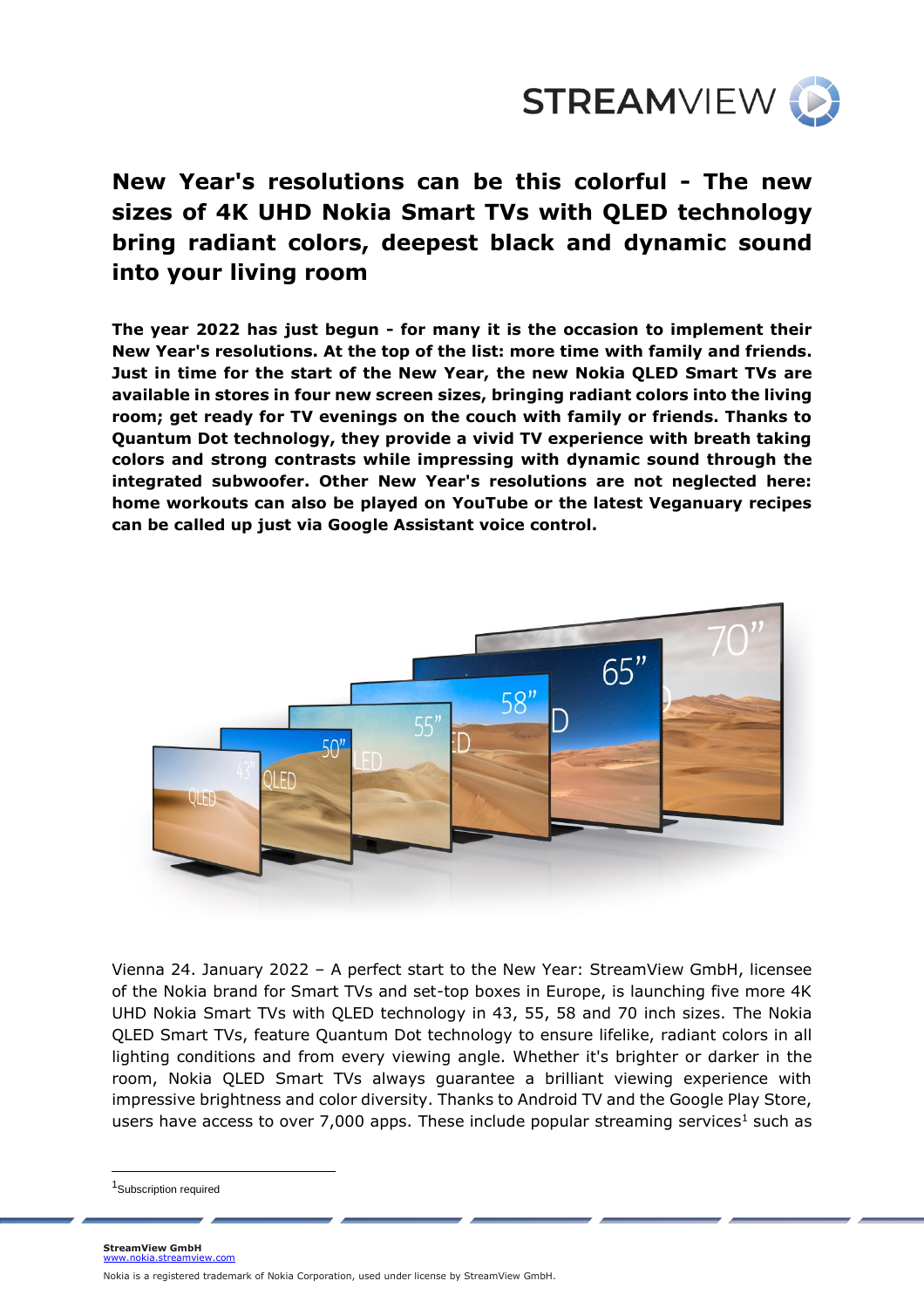# New Year's resolutions can be this colorful - The new sizes of 4K UHD Nokia Smart TVs with QLED technology bring radiant colors, deepest black and dynamic sound into your living room

**The year 2022 has just begun - for many it is the occasion to implement their New Year's resolutions. At the top of the list: more time with family and friends. Just in time for the start of the New Year, the new Nokia QLED Smart TVs are available in stores in four new screen sizes, bringing radiant colors into the living room; get ready for TV evenings on the couch with family or friends. Thanks to Quantum Dot technology, they provide a vivid TV experience with breath taking colors and strong contrasts while impressing with dynamic sound through the integrated subwoofer. Other New Year's resolutions are not neglected here: home workouts can also be played on YouTube or the latest Veganuary recipes can be called up just via Google Assistant voice control.**

Vienna 24. January 2022 – A perfect start to the New Year: StreamView GmbH, licensee of the Nokia brand for Smart TVs and set-top boxes in Europe, is launching five more 4K UHD Nokia Smart TVs with QLED technology in 43, 55, 58 and 70 inch sizes. The Nokia QLED Smart TVs, feature Quantum Dot technology to ensure lifelike, radiant colors in all lighting conditions and from every viewing angle. Whether it's brighter or darker in the room, Nokia QLED Smart TVs always guarantee a brilliant viewing experience with impressive brightness and color diversity. Thanks to Android TV and the Google Play Store, users have access to over 7,000 apps. These include popular streaming services[1] such as

[1] Subscription required

**StreamView GmbH**
www.nokia.streamview.com

Nokia is a registered trademark of Nokia Corporation, used under license by StreamView GmbH.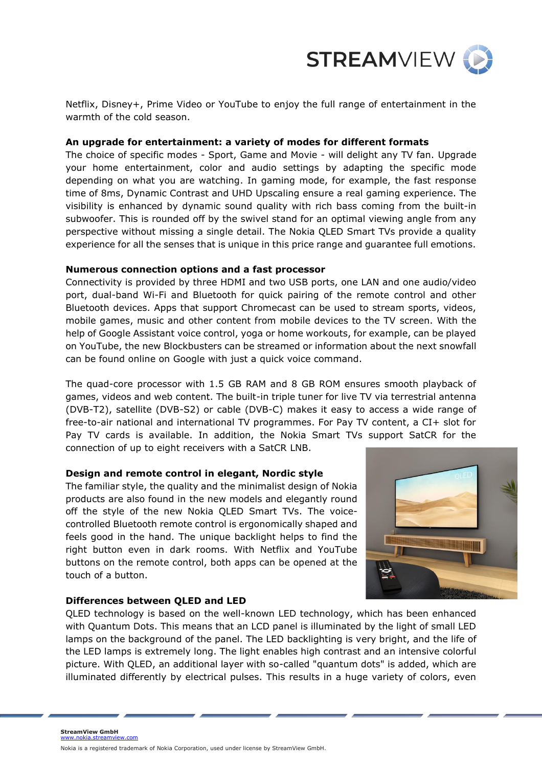Netflix, Disney+, Prime Video or YouTube to enjoy the full range of entertainment in the warmth of the cold season.

**An upgrade for entertainment: a variety of modes for different formats**

The choice of specific modes - Sport, Game and Movie - will delight any TV fan. Upgrade your home entertainment, color and audio settings by adapting the specific mode depending on what you are watching. In gaming mode, for example, the fast response time of 8ms, Dynamic Contrast and UHD Upscaling ensure a real gaming experience. The visibility is enhanced by dynamic sound quality with rich bass coming from the built-in subwoofer. This is rounded off by the swivel stand for an optimal viewing angle from any perspective without missing a single detail. The Nokia QLED Smart TVs provide a quality experience for all the senses that is unique in this price range and guarantee full emotions.

**Numerous connection options and a fast processor**

Connectivity is provided by three HDMI and two USB ports, one LAN and one audio/video port, dual-band Wi-Fi and Bluetooth for quick pairing of the remote control and other Bluetooth devices. Apps that support Chromecast can be used to stream sports, videos, mobile games, music and other content from mobile devices to the TV screen. With the help of Google Assistant voice control, yoga or home workouts, for example, can be played on YouTube, the new Blockbusters can be streamed or information about the next snowfall can be found online on Google with just a quick voice command.

The quad-core processor with 1.5 GB RAM and 8 GB ROM ensures smooth playback of games, videos and web content. The built-in triple tuner for live TV via terrestrial antenna (DVB-T2), satellite (DVB-S2) or cable (DVB-C) makes it easy to access a wide range of free-to-air national and international TV programmes. For Pay TV content, a CI+ slot for Pay TV cards is available. In addition, the Nokia Smart TVs support SatCR for the connection of up to eight receivers with a SatCR LNB.

**Design and remote control in elegant, Nordic style**

The familiar style, the quality and the minimalist design of Nokia products are also found in the new models and elegantly round off the style of the new Nokia QLED Smart TVs. The voice-controlled Bluetooth remote control is ergonomically shaped and feels good in the hand. The unique backlight helps to find the right button even in dark rooms. With Netflix and YouTube buttons on the remote control, both apps can be opened at the touch of a button.

**Differences between QLED and LED**

QLED technology is based on the well-known LED technology, which has been enhanced with Quantum Dots. This means that an LCD panel is illuminated by the light of small LED lamps on the background of the panel. The LED backlighting is very bright, and the life of the LED lamps is extremely long. The light enables high contrast and an intensive colorful picture. With QLED, an additional layer with so-called "quantum dots" is added, which are illuminated differently by electrical pulses. This results in a huge variety of colors, even

**StreamView GmbH**
www.nokia.streamview.com

Nokia is a registered trademark of Nokia Corporation, used under license by StreamView GmbH.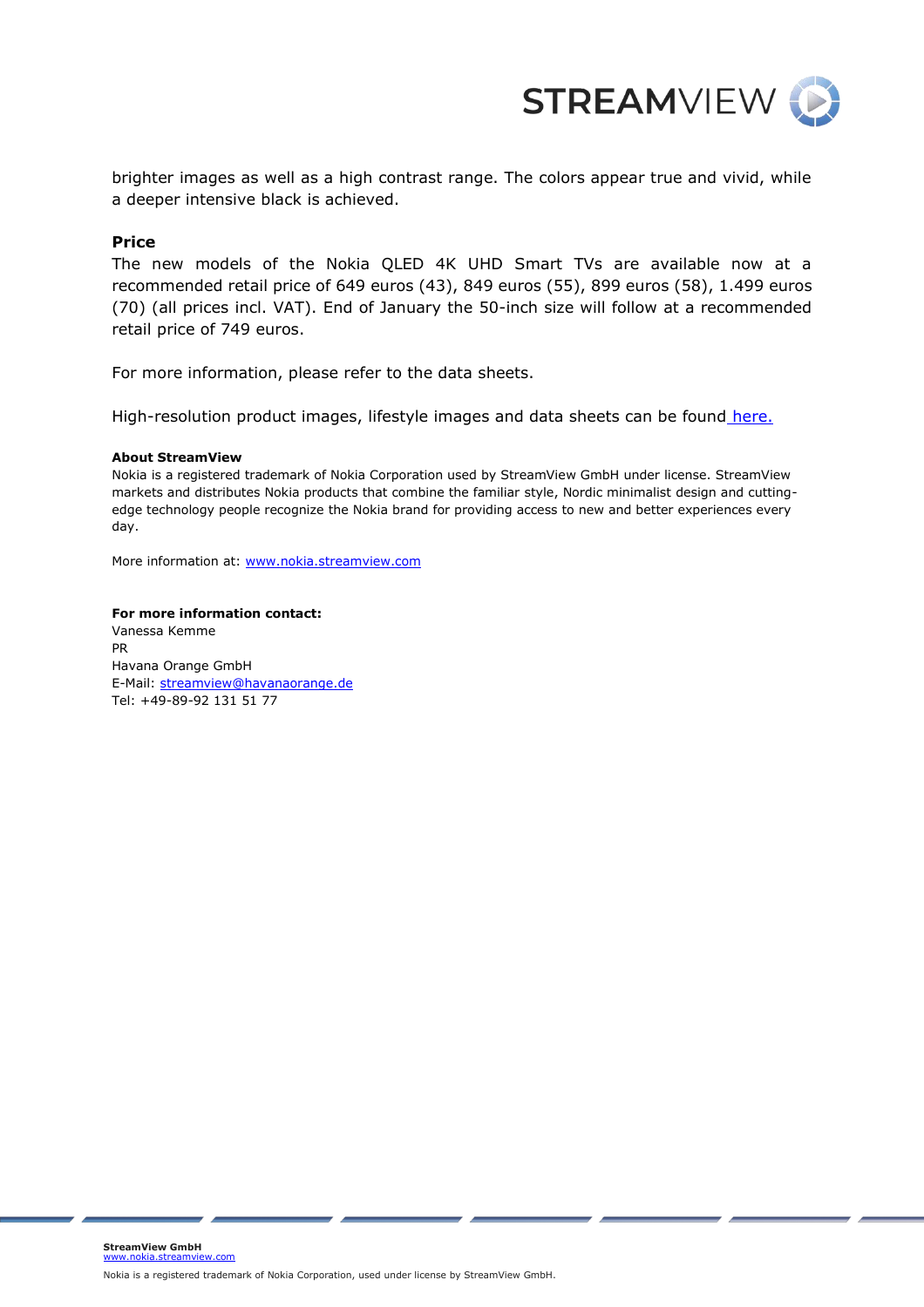brighter images as well as a high contrast range. The colors appear true and vivid, while a deeper intensive black is achieved.

**Price**

The new models of the Nokia QLED 4K UHD Smart TVs are available now at a recommended retail price of 649 euros (43), 849 euros (55), 899 euros (58), 1.499 euros (70) (all prices incl. VAT). End of January the 50-inch size will follow at a recommended retail price of 749 euros.

For more information, please refer to the data sheets.

High-resolution product images, lifestyle images and data sheets can be found here.

**About StreamView**

Nokia is a registered trademark of Nokia Corporation used by StreamView GmbH under license. StreamView markets and distributes Nokia products that combine the familiar style, Nordic minimalist design and cutting-edge technology people recognize the Nokia brand for providing access to new and better experiences every day.

More information at: www.nokia.streamview.com

**For more information contact:**

Vanessa Kemme
PR
Havana Orange GmbH
E-Mail: streamview@havanaorange.de
Tel: +49-89-92 131 51 77